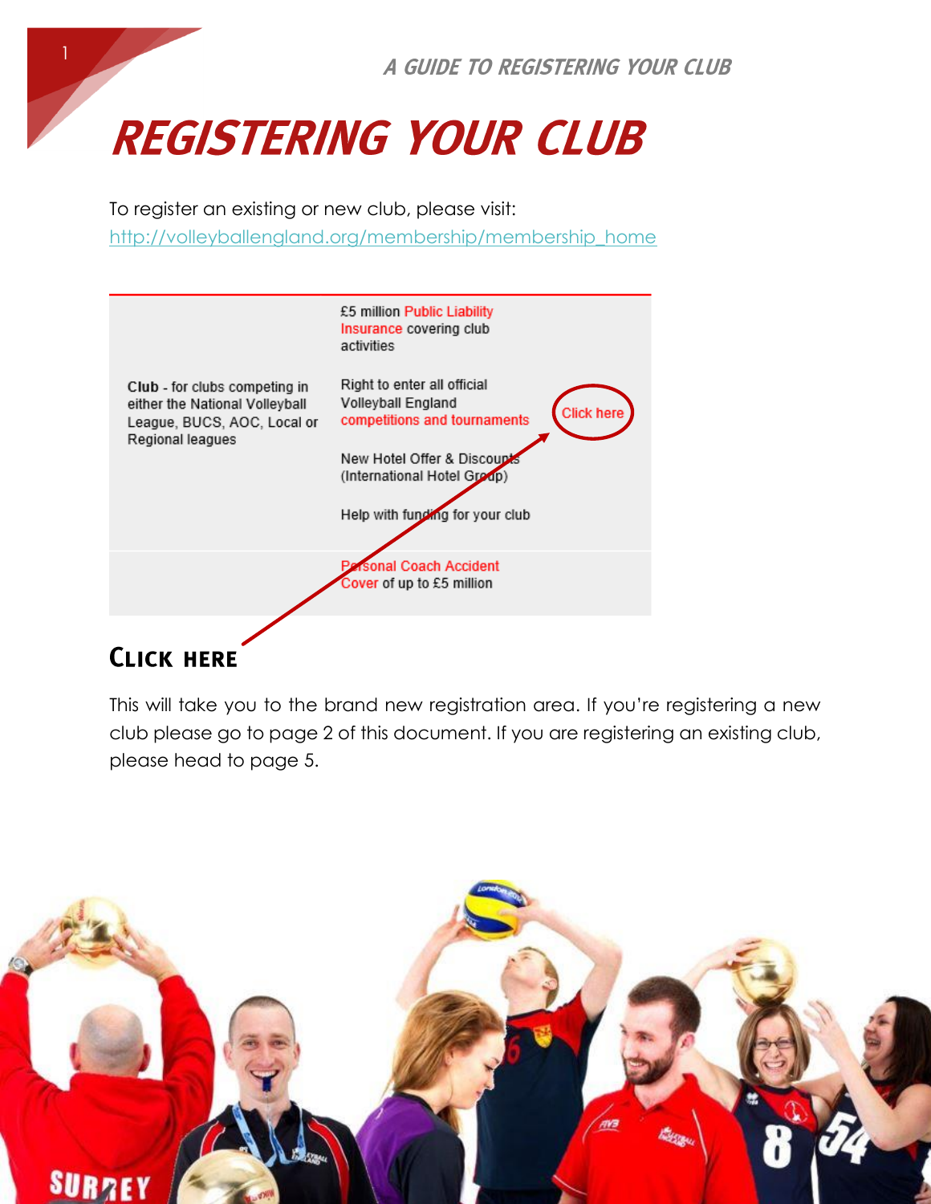# REGISTERING YOUR CLUB

To register an existing or new club, please visit:
http://volleyballengland.org/membership/membership_home

| | | |
|---|---|---|
| Club - for clubs competing in either the National Volleyball League, BUCS, AOC, Local or Regional leagues | £5 million Public Liability Insurance covering club activities<br><br>Right to enter all official Volleyball England competitions and tournaments<br><br>New Hotel Offer & Discounts (International Hotel Group)<br><br>Help with funding for your club | Click here |
| | Personal Coach Accident Cover of up to £5 million | |

## CLICK HERE

This will take you to the brand new registration area. If you're registering a new club please go to page 2 of this document. If you are registering an existing club, please head to page 5.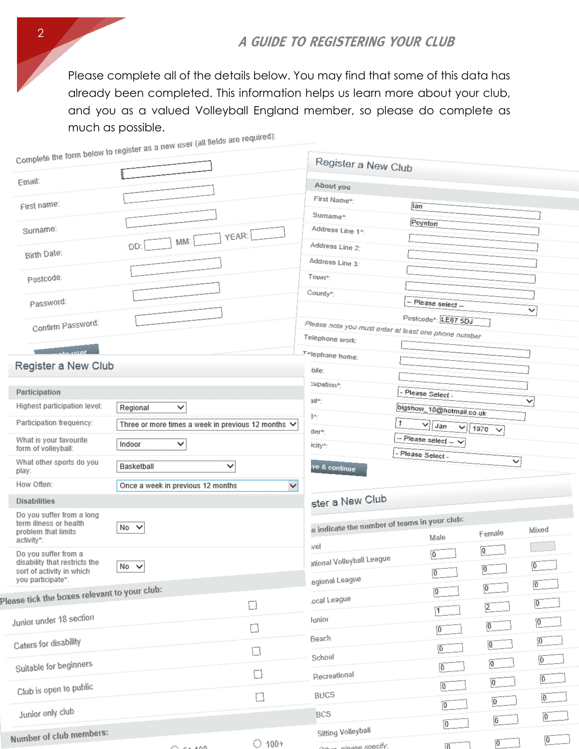## A GUIDE TO REGISTERING YOUR CLUB

Please complete all of the details below. You may find that some of this data has already been completed. This information helps us learn more about your club, and you as a valued Volleyball England member, so please do complete as much as possible.

Complete the form below to register as a new user (all fields are required):

Email:

First name:

Surname:

Birth Date: DD: MM: YEAR:

Postcode:

Password:

Confirm Password:

### Register a New Club

**About you**

| Field | Value |
|---|---|
| First Name*: | Ian |
| Surname*: | Poynton |
| Address Line 1*: | |
| Address Line 2: | |
| Address Line 3: | |
| Town*: | |
| County*: | -- Please select -- |
| Postcode*: | LE67 5DJ |

*Please note you must enter at least one phone number*

| Field | Value |
|---|---|
| Telephone work: | |
| Telephone home: | |
| Mobile: | |
| Occupation*: | - Please Select - |
| Email*: | bigshow_10@hotmail.co.uk |
| DOB*: | 1 Jan 1970 |
| Gender*: | -- Please select -- |
| Ethnicity*: | - Please Select - |

Save & continue

### Register a New Club

**Participation**

| Field | Value |
|---|---|
| Highest participation level: | Regional |
| Participation frequency: | Three or more times a week in previous 12 months |
| What is your favourite form of volleyball: | Indoor |
| What other sports do you play: | Basketball |
| How Often: | Once a week in previous 12 months |

**Disabilities**

| Field | Value |
|---|---|
| Do you suffer from a long term illness or health problem that limits activity*: | No |
| Do you suffer from a disability that restricts the sort of activity in which you participate*: | No |

Please tick the boxes relevant to your club:

- ☐ Junior under 18 section
- ☐ Caters for disability
- ☐ Suitable for beginners
- ☐ Club is open to public
- ☐ Junior only club

Number of club members:

○ 51-100 ○ 100+

### Register a New Club

Please indicate the number of teams in your club:

| Level | Male | Female | Mixed |
|---|---|---|---|
| Level | 0 | 0 | |
| National Volleyball League | 0 | 0 | 0 |
| Regional League | 0 | 0 | 0 |
| Local League | 0 | 0 | 0 |
| Junior | 1 | 2 | 0 |
| Beach | 0 | 0 | 0 |
| School | 0 | 0 | 0 |
| Recreational | 0 | 0 | 0 |
| BUCS | 0 | 0 | 0 |
| BCS | 0 | 0 | 0 |
| Sitting Volleyball | 0 | 0 | 0 |
| Other - please specify: | 0 | 0 | 0 |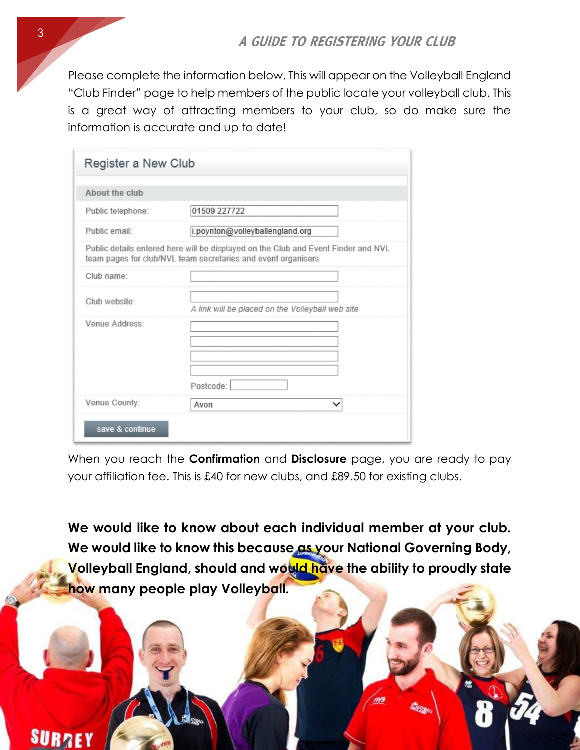Please complete the information below. This will appear on the Volleyball England "Club Finder" page to help members of the public locate your volleyball club. This is a great way of attracting members to your club, so do make sure the information is accurate and up to date!

**Register a New Club**

**About the club**

| | |
|---|---|
| Public telephone: | 01509 227722 |
| Public email: | i.poynton@volleyballengland.org |

Public details entered here will be displayed on the Club and Event Finder and NVL team pages for club/NVL team secretaries and event organisers

| | |
|---|---|
| Club name: | |
| Club website: | *A link will be placed on the Volleyball web site* |
| Venue Address: | Postcode: |
| Venue County: | Avon |

save & continue

When you reach the **Confirmation** and **Disclosure** page, you are ready to pay your affiliation fee. This is £40 for new clubs, and £89.50 for existing clubs.

**We would like to know about each individual member at your club. We would like to know this because as your National Governing Body, Volleyball England, should and would have the ability to proudly state how many people play Volleyball.**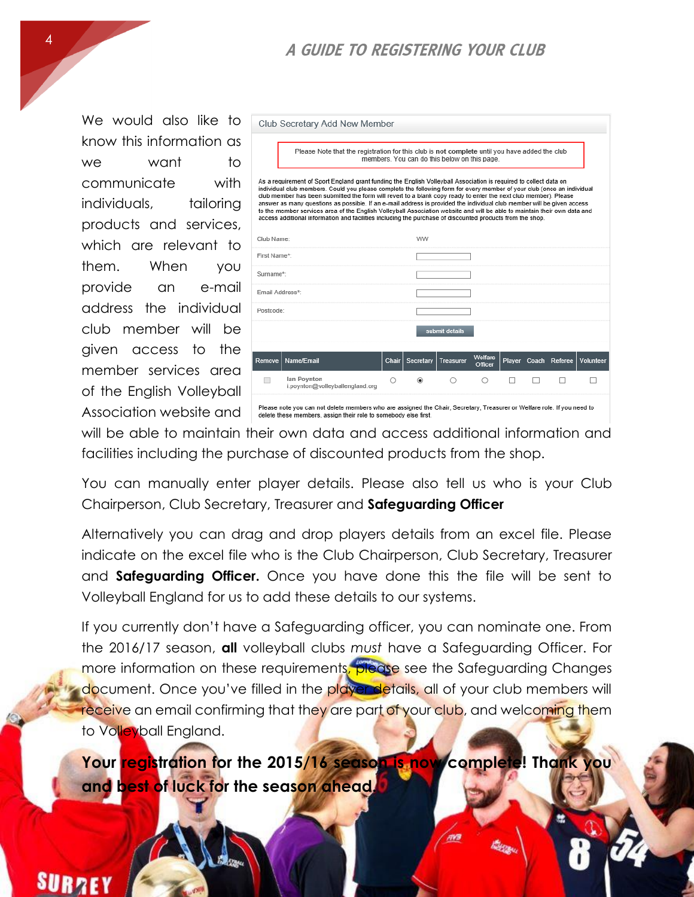We would also like to know this information as we want to communicate with individuals, tailoring products and services, which are relevant to them. When you provide an e-mail address the individual club member will be given access to the member services area of the English Volleyball Association website and will be able to maintain their own data and access additional information and facilities including the purchase of discounted products from the shop.

Club Secretary Add New Member

Please Note that the registration for this club is **not complete** until you have added the club members. You can do this below on this page.

As a requirement of Sport England grant funding the English Volleyball Association is required to collect data on individual club members. Could you please complete the following form for every member of your club (once an individual club member has been submitted the form will revert to a blank copy ready to enter the next club member). Please answer as many questions as possible. If an e-mail address is provided the individual club member will be given access to the member services area of the English Volleyball Association website and will be able to maintain their own data and access additional information and facilities including the purchase of discounted products from the shop.

| | |
|---|---|
| Club Name: | WW |
| First Name*: | |
| Surname*: | |
| Email Address*: | |
| Postcode: | |
| | submit details |

| Remove | Name/Email | Chair | Secretary | Treasurer | Welfare Officer | Player | Coach | Referee | Volunteer |
|---|---|---|---|---|---|---|---|---|---|
| ☐ | Ian Poynton i.poynton@volleyballengland.org | ○ | ◉ | ○ | ○ | ☐ | ☐ | ☐ | ☐ |

Please note you can not delete members who are assigned the Chair, Secretary, Treasurer or Welfare role. If you need to delete these members, assign their role to somebody else first.

You can manually enter player details. Please also tell us who is your Club Chairperson, Club Secretary, Treasurer and **Safeguarding Officer**

Alternatively you can drag and drop players details from an excel file. Please indicate on the excel file who is the Club Chairperson, Club Secretary, Treasurer and **Safeguarding Officer.** Once you have done this the file will be sent to Volleyball England for us to add these details to our systems.

If you currently don't have a Safeguarding officer, you can nominate one. From the 2016/17 season, **all** volleyball clubs *must* have a Safeguarding Officer. For more information on these requirements, please see the Safeguarding Changes document. Once you've filled in the player details, all of your club members will receive an email confirming that they are part of your club, and welcoming them to Volleyball England.

**Your registration for the 2015/16 season is now complete! Thank you and best of luck for the season ahead.**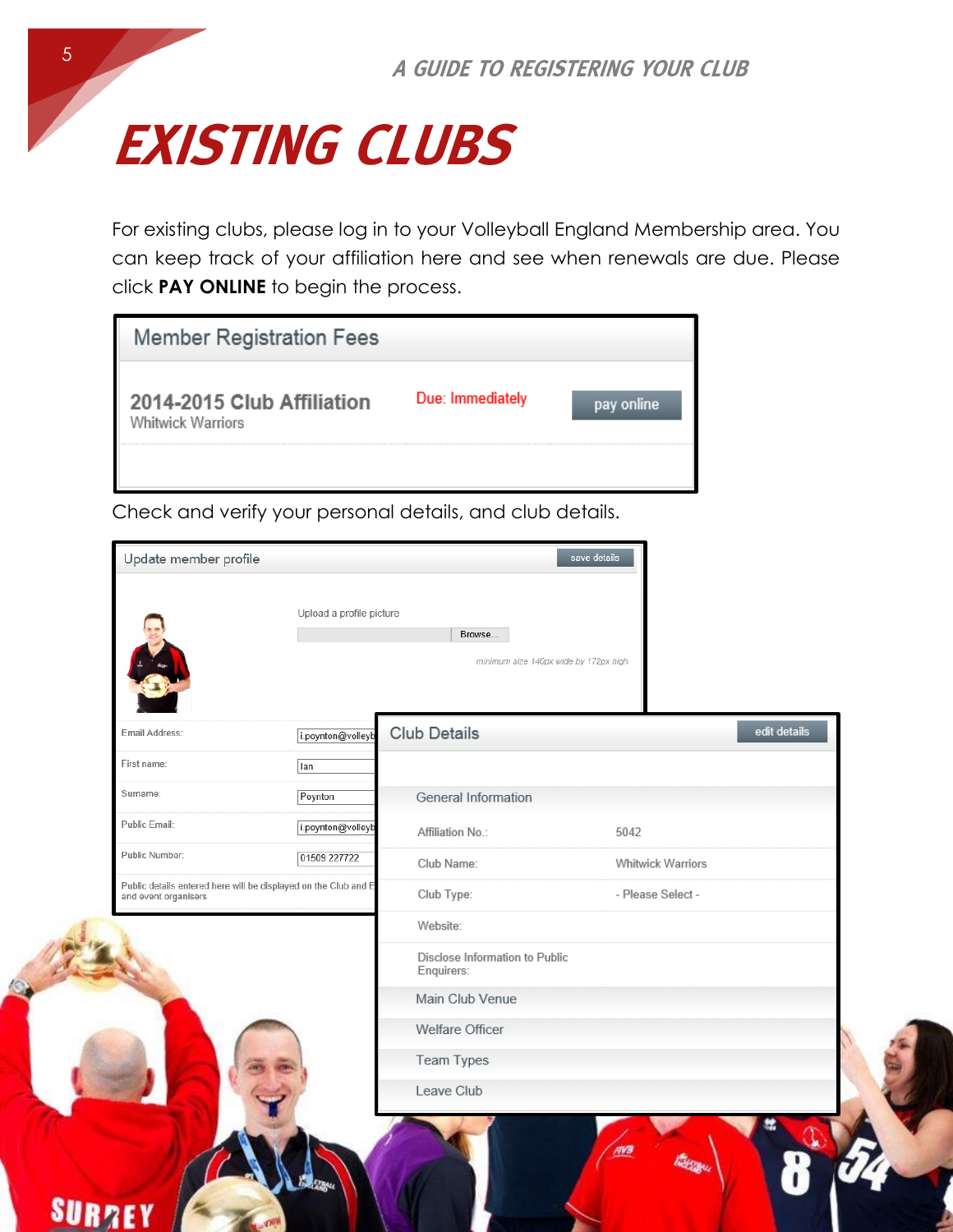# EXISTING CLUBS

For existing clubs, please log in to your Volleyball England Membership area. You can keep track of your affiliation here and see when renewals are due. Please click **PAY ONLINE** to begin the process.

| Member Registration Fees | | |
|---|---|---|
| 2014-2015 Club Affiliation<br>Whitwick Warriors | Due: Immediately | pay online |

Check and verify your personal details, and club details.

**Update member profile** — save details

Upload a profile picture — Browse...

minimum size 140px wide by 172px high

| Field | Value |
|---|---|
| Email Address: | i.poynton@volleyb |
| First name: | Ian |
| Surname: | Poynton |
| Public Email: | i.poynton@volleyb |
| Public Number: | 01509 227722 |

Public details entered here will be displayed on the Club and E... and event organisers

**Club Details** — edit details

General Information

| Field | Value |
|---|---|
| Affiliation No.: | 5042 |
| Club Name: | Whitwick Warriors |
| Club Type: | - Please Select - |
| Website: | |
| Disclose Information to Public Enquirers: | |

Main Club Venue

Welfare Officer

Team Types

Leave Club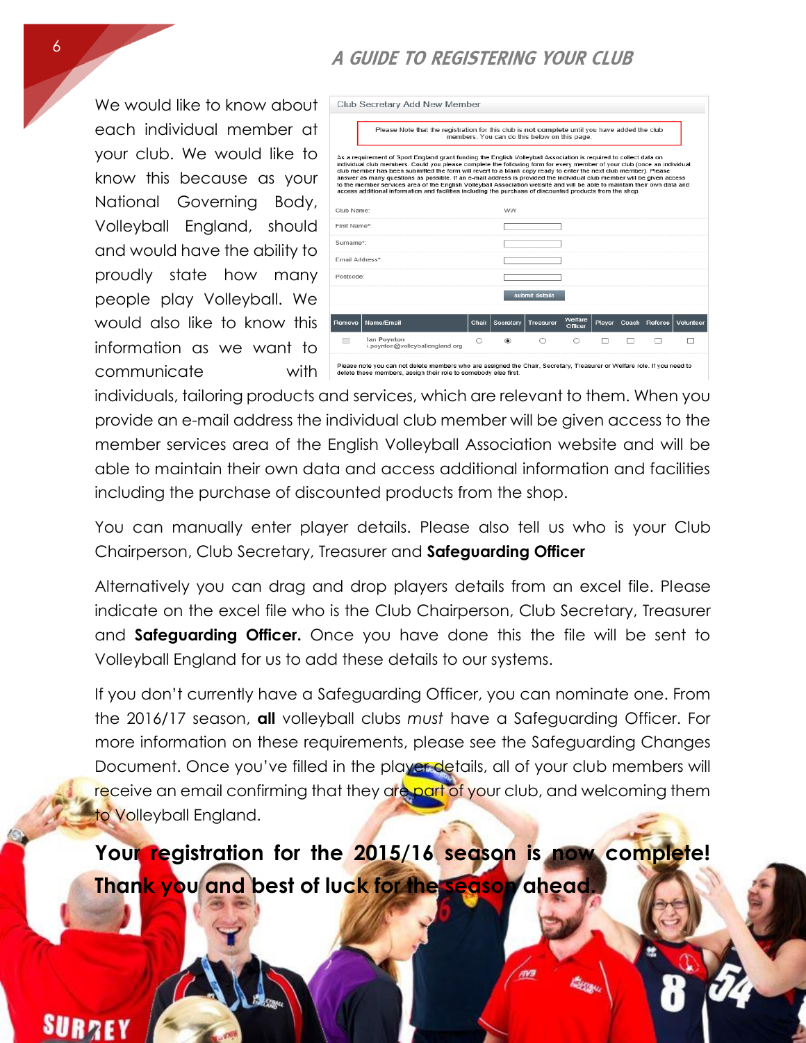We would like to know about each individual member at your club. We would like to know this because as your National Governing Body, Volleyball England, should and would have the ability to proudly state how many people play Volleyball. We would also like to know this information as we want to communicate with individuals, tailoring products and services, which are relevant to them. When you provide an e-mail address the individual club member will be given access to the member services area of the English Volleyball Association website and will be able to maintain their own data and access additional information and facilities including the purchase of discounted products from the shop.

Club Secretary Add New Member

Please Note that the registration for this club is **not complete** until you have added the club members. You can do this below on this page.

As a requirement of Sport England grant funding the English Volleyball Association is required to collect data on individual club members. Could you please complete the following form for every member of your club (once an individual club member has been submitted the form will revert to a blank copy ready to enter the next club member). Please answer as many questions as possible. If an e-mail address is provided the individual club member will be given access to the member services area of the English Volleyball Association website and will be able to maintain their own data and access additional information and facilities including the purchase of discounted products from the shop.

| | |
|---|---|
| Club Name: | WW |
| First Name*: | |
| Surname*: | |
| Email Address*: | |
| Postcode: | |
| | submit details |

| Remove | Name/Email | Chair | Secretary | Treasurer | Welfare Officer | Player | Coach | Referee | Volunteer |
|---|---|---|---|---|---|---|---|---|---|
| ☐ | Ian Poynton i.poynton@volleyballengland.org | ○ | ◉ | ○ | ○ | ☐ | ☐ | ☐ | ☐ |

Please note you can not delete members who are assigned the Chair, Secretary, Treasurer or Welfare role. If you need to delete these members, assign their role to somebody else first.

You can manually enter player details. Please also tell us who is your Club Chairperson, Club Secretary, Treasurer and **Safeguarding Officer**

Alternatively you can drag and drop players details from an excel file. Please indicate on the excel file who is the Club Chairperson, Club Secretary, Treasurer and **Safeguarding Officer.** Once you have done this the file will be sent to Volleyball England for us to add these details to our systems.

If you don't currently have a Safeguarding Officer, you can nominate one. From the 2016/17 season, **all** volleyball clubs *must* have a Safeguarding Officer. For more information on these requirements, please see the Safeguarding Changes Document. Once you've filled in the player details, all of your club members will receive an email confirming that they are part of your club, and welcoming them to Volleyball England.

**Your registration for the 2015/16 season is now complete! Thank you and best of luck for the season ahead.**